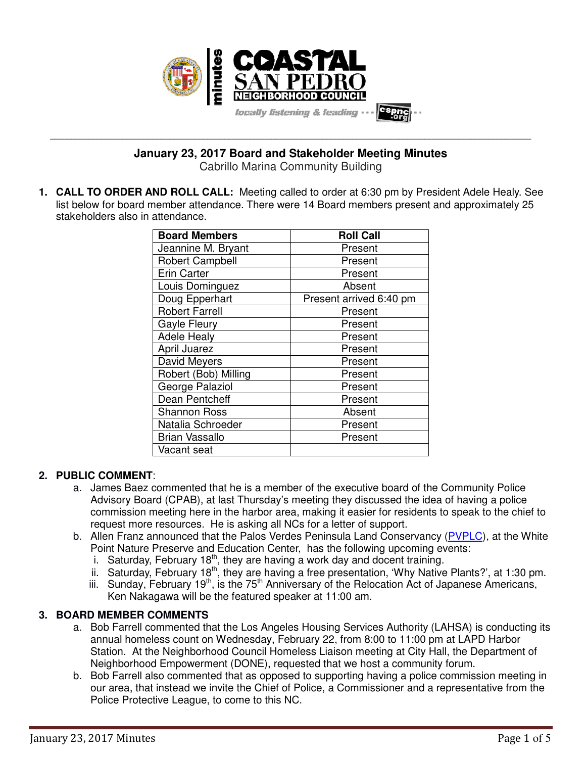# January 23, 2017 Board and Stakeholder Meeting Minutes

Cabrillo Marina Community Building

1. **CALL TO ORDER AND ROLL CALL:** Meeting called to order at 6:30 pm by President Adele Healy. See list below for board member attendance. There were 14 Board members present and approximately 25 stakeholders also in attendance.

| Board Members | Roll Call |
|---|---|
| Jeannine M. Bryant | Present |
| Robert Campbell | Present |
| Erin Carter | Present |
| Louis Dominguez | Absent |
| Doug Epperhart | Present arrived 6:40 pm |
| Robert Farrell | Present |
| Gayle Fleury | Present |
| Adele Healy | Present |
| April Juarez | Present |
| David Meyers | Present |
| Robert (Bob) Milling | Present |
| George Palaziol | Present |
| Dean Pentcheff | Present |
| Shannon Ross | Absent |
| Natalia Schroeder | Present |
| Brian Vassallo | Present |
| Vacant seat | |

2. **PUBLIC COMMENT**:
   a. James Baez commented that he is a member of the executive board of the Community Police Advisory Board (CPAB), at last Thursday's meeting they discussed the idea of having a police commission meeting here in the harbor area, making it easier for residents to speak to the chief to request more resources. He is asking all NCs for a letter of support.
   b. Allen Franz announced that the Palos Verdes Peninsula Land Conservancy (PVPLC), at the White Point Nature Preserve and Education Center, has the following upcoming events:
      i. Saturday, February 18th, they are having a work day and docent training.
      ii. Saturday, February 18th, they are having a free presentation, 'Why Native Plants?', at 1:30 pm.
      iii. Sunday, February 19th, is the 75th Anniversary of the Relocation Act of Japanese Americans, Ken Nakagawa will be the featured speaker at 11:00 am.

3. **BOARD MEMBER COMMENTS**
   a. Bob Farrell commented that the Los Angeles Housing Services Authority (LAHSA) is conducting its annual homeless count on Wednesday, February 22, from 8:00 to 11:00 pm at LAPD Harbor Station. At the Neighborhood Council Homeless Liaison meeting at City Hall, the Department of Neighborhood Empowerment (DONE), requested that we host a community forum.
   b. Bob Farrell also commented that as opposed to supporting having a police commission meeting in our area, that instead we invite the Chief of Police, a Commissioner and a representative from the Police Protective League, to come to this NC.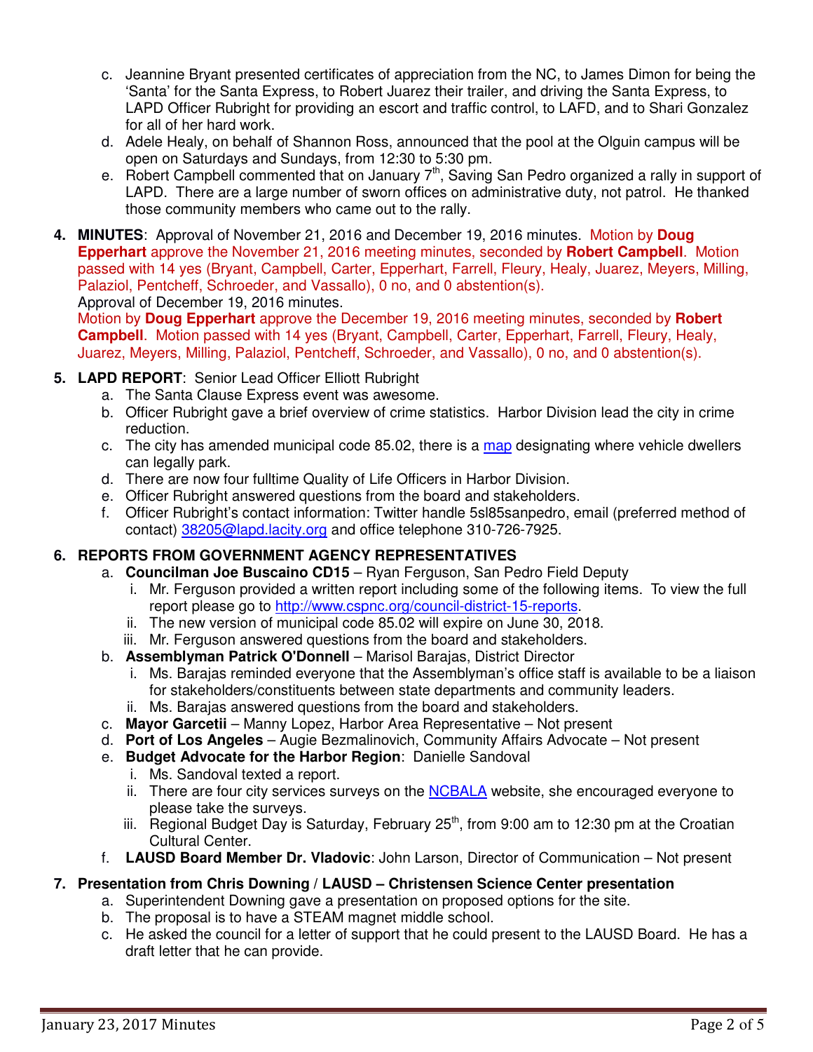c. Jeannine Bryant presented certificates of appreciation from the NC, to James Dimon for being the 'Santa' for the Santa Express, to Robert Juarez their trailer, and driving the Santa Express, to LAPD Officer Rubright for providing an escort and traffic control, to LAFD, and to Shari Gonzalez for all of her hard work.

d. Adele Healy, on behalf of Shannon Ross, announced that the pool at the Olguin campus will be open on Saturdays and Sundays, from 12:30 to 5:30 pm.

e. Robert Campbell commented that on January 7th, Saving San Pedro organized a rally in support of LAPD. There are a large number of sworn offices on administrative duty, not patrol. He thanked those community members who came out to the rally.

4. **MINUTES**: Approval of November 21, 2016 and December 19, 2016 minutes. Motion by **Doug Epperhart** approve the November 21, 2016 meeting minutes, seconded by **Robert Campbell**. Motion passed with 14 yes (Bryant, Campbell, Carter, Epperhart, Farrell, Fleury, Healy, Juarez, Meyers, Milling, Palaziol, Pentcheff, Schroeder, and Vassallo), 0 no, and 0 abstention(s).
   Approval of December 19, 2016 minutes.
   Motion by **Doug Epperhart** approve the December 19, 2016 meeting minutes, seconded by **Robert Campbell**. Motion passed with 14 yes (Bryant, Campbell, Carter, Epperhart, Farrell, Fleury, Healy, Juarez, Meyers, Milling, Palaziol, Pentcheff, Schroeder, and Vassallo), 0 no, and 0 abstention(s).

5. **LAPD REPORT**: Senior Lead Officer Elliott Rubright
   a. The Santa Clause Express event was awesome.
   b. Officer Rubright gave a brief overview of crime statistics. Harbor Division lead the city in crime reduction.
   c. The city has amended municipal code 85.02, there is a map designating where vehicle dwellers can legally park.
   d. There are now four fulltime Quality of Life Officers in Harbor Division.
   e. Officer Rubright answered questions from the board and stakeholders.
   f. Officer Rubright's contact information: Twitter handle 5sl85sanpedro, email (preferred method of contact) 38205@lapd.lacity.org and office telephone 310-726-7925.

6. **REPORTS FROM GOVERNMENT AGENCY REPRESENTATIVES**
   a. **Councilman Joe Buscaino CD15** – Ryan Ferguson, San Pedro Field Deputy
      i. Mr. Ferguson provided a written report including some of the following items. To view the full report please go to http://www.cspnc.org/council-district-15-reports.
      ii. The new version of municipal code 85.02 will expire on June 30, 2018.
      iii. Mr. Ferguson answered questions from the board and stakeholders.
   b. **Assemblyman Patrick O'Donnell** – Marisol Barajas, District Director
      i. Ms. Barajas reminded everyone that the Assemblyman's office staff is available to be a liaison for stakeholders/constituents between state departments and community leaders.
      ii. Ms. Barajas answered questions from the board and stakeholders.
   c. **Mayor Garcetii** – Manny Lopez, Harbor Area Representative – Not present
   d. **Port of Los Angeles** – Augie Bezmalinovich, Community Affairs Advocate – Not present
   e. **Budget Advocate for the Harbor Region**: Danielle Sandoval
      i. Ms. Sandoval texted a report.
      ii. There are four city services surveys on the NCBALA website, she encouraged everyone to please take the surveys.
      iii. Regional Budget Day is Saturday, February 25th, from 9:00 am to 12:30 pm at the Croatian Cultural Center.
   f. **LAUSD Board Member Dr. Vladovic**: John Larson, Director of Communication – Not present

7. **Presentation from Chris Downing / LAUSD – Christensen Science Center presentation**
   a. Superintendent Downing gave a presentation on proposed options for the site.
   b. The proposal is to have a STEAM magnet middle school.
   c. He asked the council for a letter of support that he could present to the LAUSD Board. He has a draft letter that he can provide.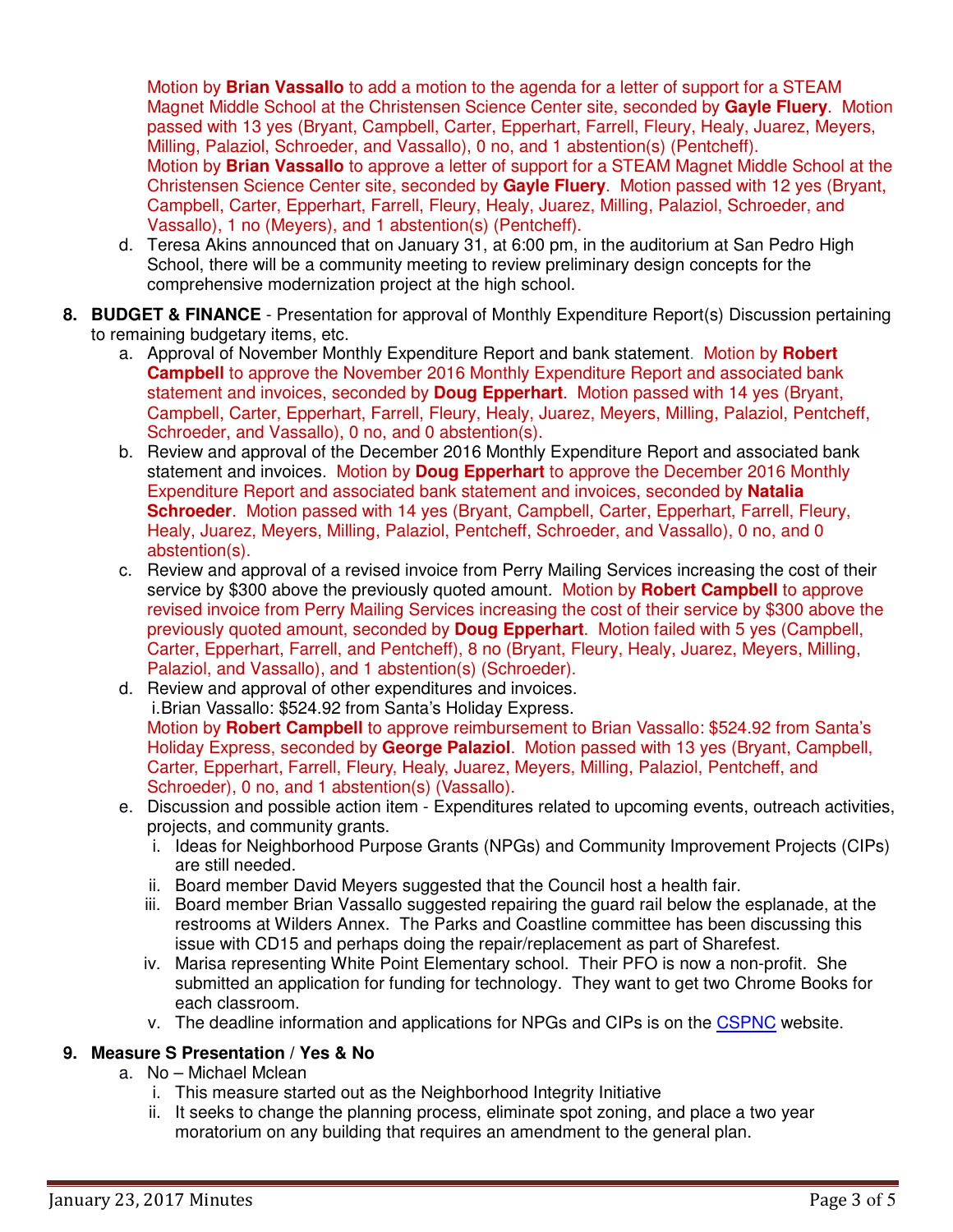Motion by **Brian Vassallo** to add a motion to the agenda for a letter of support for a STEAM Magnet Middle School at the Christensen Science Center site, seconded by **Gayle Fluery**. Motion passed with 13 yes (Bryant, Campbell, Carter, Epperhart, Farrell, Fleury, Healy, Juarez, Meyers, Milling, Palaziol, Schroeder, and Vassallo), 0 no, and 1 abstention(s) (Pentcheff).
Motion by **Brian Vassallo** to approve a letter of support for a STEAM Magnet Middle School at the Christensen Science Center site, seconded by **Gayle Fluery**. Motion passed with 12 yes (Bryant, Campbell, Carter, Epperhart, Farrell, Fleury, Healy, Juarez, Milling, Palaziol, Schroeder, and Vassallo), 1 no (Meyers), and 1 abstention(s) (Pentcheff).

d. Teresa Akins announced that on January 31, at 6:00 pm, in the auditorium at San Pedro High School, there will be a community meeting to review preliminary design concepts for the comprehensive modernization project at the high school.

8. **BUDGET & FINANCE** - Presentation for approval of Monthly Expenditure Report(s) Discussion pertaining to remaining budgetary items, etc.
   a. Approval of November Monthly Expenditure Report and bank statement. Motion by **Robert Campbell** to approve the November 2016 Monthly Expenditure Report and associated bank statement and invoices, seconded by **Doug Epperhart**. Motion passed with 14 yes (Bryant, Campbell, Carter, Epperhart, Farrell, Fleury, Healy, Juarez, Meyers, Milling, Palaziol, Pentcheff, Schroeder, and Vassallo), 0 no, and 0 abstention(s).
   b. Review and approval of the December 2016 Monthly Expenditure Report and associated bank statement and invoices. Motion by **Doug Epperhart** to approve the December 2016 Monthly Expenditure Report and associated bank statement and invoices, seconded by **Natalia Schroeder**. Motion passed with 14 yes (Bryant, Campbell, Carter, Epperhart, Farrell, Fleury, Healy, Juarez, Meyers, Milling, Palaziol, Pentcheff, Schroeder, and Vassallo), 0 no, and 0 abstention(s).
   c. Review and approval of a revised invoice from Perry Mailing Services increasing the cost of their service by $300 above the previously quoted amount. Motion by **Robert Campbell** to approve revised invoice from Perry Mailing Services increasing the cost of their service by $300 above the previously quoted amount, seconded by **Doug Epperhart**. Motion failed with 5 yes (Campbell, Carter, Epperhart, Farrell, and Pentcheff), 8 no (Bryant, Fleury, Healy, Juarez, Meyers, Milling, Palaziol, and Vassallo), and 1 abstention(s) (Schroeder).
   d. Review and approval of other expenditures and invoices.
      i. Brian Vassallo: $524.92 from Santa's Holiday Express.

      Motion by **Robert Campbell** to approve reimbursement to Brian Vassallo: $524.92 from Santa's Holiday Express, seconded by **George Palaziol**. Motion passed with 13 yes (Bryant, Campbell, Carter, Epperhart, Farrell, Fleury, Healy, Juarez, Meyers, Milling, Palaziol, Pentcheff, and Schroeder), 0 no, and 1 abstention(s) (Vassallo).
   e. Discussion and possible action item - Expenditures related to upcoming events, outreach activities, projects, and community grants.
      i. Ideas for Neighborhood Purpose Grants (NPGs) and Community Improvement Projects (CIPs) are still needed.
      ii. Board member David Meyers suggested that the Council host a health fair.
      iii. Board member Brian Vassallo suggested repairing the guard rail below the esplanade, at the restrooms at Wilders Annex. The Parks and Coastline committee has been discussing this issue with CD15 and perhaps doing the repair/replacement as part of Sharefest.
      iv. Marisa representing White Point Elementary school. Their PFO is now a non-profit. She submitted an application for funding for technology. They want to get two Chrome Books for each classroom.
      v. The deadline information and applications for NPGs and CIPs is on the CSPNC website.

9. **Measure S Presentation / Yes & No**
   a. No – Michael Mclean
      i. This measure started out as the Neighborhood Integrity Initiative
      ii. It seeks to change the planning process, eliminate spot zoning, and place a two year moratorium on any building that requires an amendment to the general plan.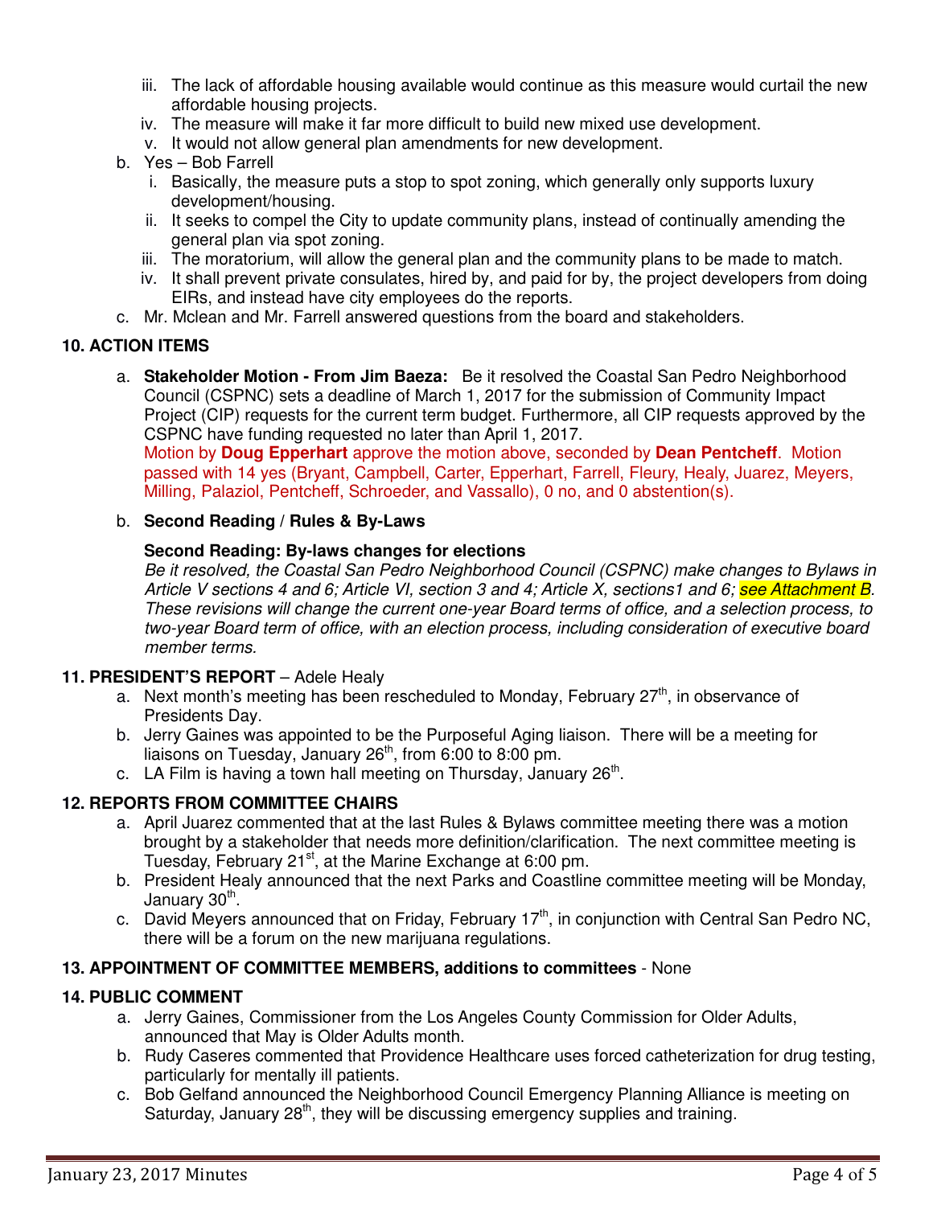iii. The lack of affordable housing available would continue as this measure would curtail the new affordable housing projects.
iv. The measure will make it far more difficult to build new mixed use development.
v. It would not allow general plan amendments for new development.

b. Yes – Bob Farrell
   i. Basically, the measure puts a stop to spot zoning, which generally only supports luxury development/housing.
   ii. It seeks to compel the City to update community plans, instead of continually amending the general plan via spot zoning.
   iii. The moratorium, will allow the general plan and the community plans to be made to match.
   iv. It shall prevent private consulates, hired by, and paid for by, the project developers from doing EIRs, and instead have city employees do the reports.

c. Mr. Mclean and Mr. Farrell answered questions from the board and stakeholders.

**10. ACTION ITEMS**

a. **Stakeholder Motion - From Jim Baeza:** Be it resolved the Coastal San Pedro Neighborhood Council (CSPNC) sets a deadline of March 1, 2017 for the submission of Community Impact Project (CIP) requests for the current term budget. Furthermore, all CIP requests approved by the CSPNC have funding requested no later than April 1, 2017.
   Motion by **Doug Epperhart** approve the motion above, seconded by **Dean Pentcheff**. Motion passed with 14 yes (Bryant, Campbell, Carter, Epperhart, Farrell, Fleury, Healy, Juarez, Meyers, Milling, Palaziol, Pentcheff, Schroeder, and Vassallo), 0 no, and 0 abstention(s).

b. **Second Reading / Rules & By-Laws**

   **Second Reading: By-laws changes for elections**
   *Be it resolved, the Coastal San Pedro Neighborhood Council (CSPNC) make changes to Bylaws in Article V sections 4 and 6; Article VI, section 3 and 4; Article X, sections1 and 6; see Attachment B. These revisions will change the current one-year Board terms of office, and a selection process, to two-year Board term of office, with an election process, including consideration of executive board member terms.*

**11. PRESIDENT'S REPORT** – Adele Healy

a. Next month's meeting has been rescheduled to Monday, February 27th, in observance of Presidents Day.
b. Jerry Gaines was appointed to be the Purposeful Aging liaison. There will be a meeting for liaisons on Tuesday, January 26th, from 6:00 to 8:00 pm.
c. LA Film is having a town hall meeting on Thursday, January 26th.

**12. REPORTS FROM COMMITTEE CHAIRS**

a. April Juarez commented that at the last Rules & Bylaws committee meeting there was a motion brought by a stakeholder that needs more definition/clarification. The next committee meeting is Tuesday, February 21st, at the Marine Exchange at 6:00 pm.
b. President Healy announced that the next Parks and Coastline committee meeting will be Monday, January 30th.
c. David Meyers announced that on Friday, February 17th, in conjunction with Central San Pedro NC, there will be a forum on the new marijuana regulations.

**13. APPOINTMENT OF COMMITTEE MEMBERS, additions to committees** - None

**14. PUBLIC COMMENT**

a. Jerry Gaines, Commissioner from the Los Angeles County Commission for Older Adults, announced that May is Older Adults month.
b. Rudy Caseres commented that Providence Healthcare uses forced catheterization for drug testing, particularly for mentally ill patients.
c. Bob Gelfand announced the Neighborhood Council Emergency Planning Alliance is meeting on Saturday, January 28th, they will be discussing emergency supplies and training.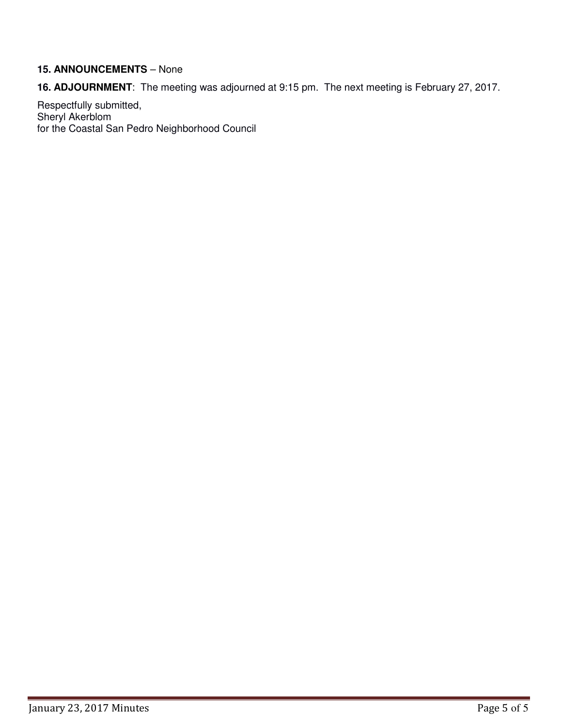**15. ANNOUNCEMENTS** – None

**16. ADJOURNMENT**: The meeting was adjourned at 9:15 pm. The next meeting is February 27, 2017.

Respectfully submitted,
Sheryl Akerblom
for the Coastal San Pedro Neighborhood Council